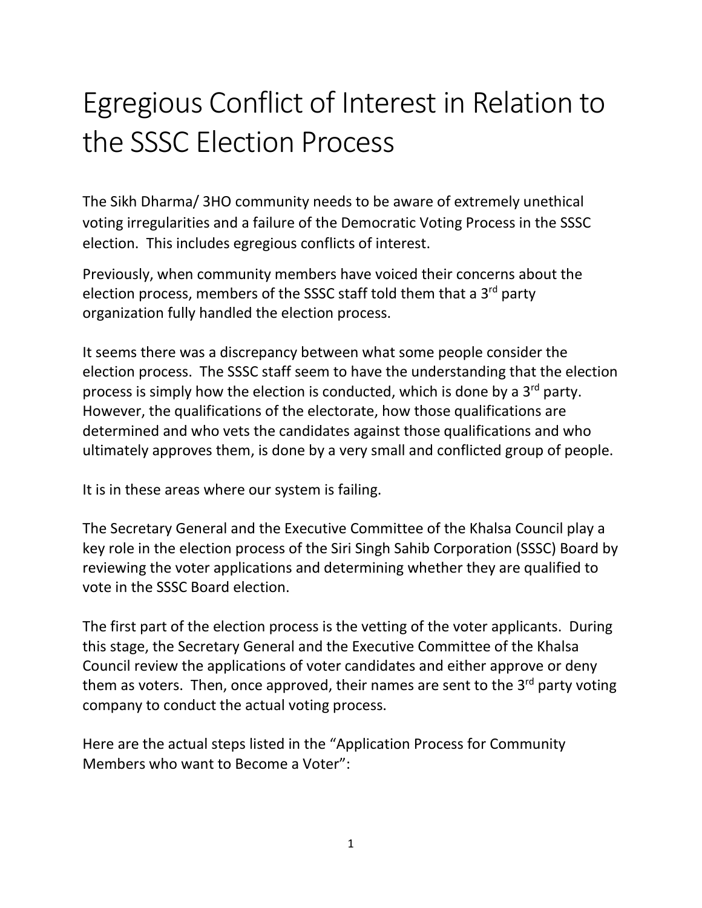# Egregious Conflict of Interest in Relation to the SSSC Election Process

The Sikh Dharma/ 3HO community needs to be aware of extremely unethical voting irregularities and a failure of the Democratic Voting Process in the SSSC election. This includes egregious conflicts of interest.

Previously, when community members have voiced their concerns about the election process, members of the SSSC staff told them that a 3rd party organization fully handled the election process.

It seems there was a discrepancy between what some people consider the election process. The SSSC staff seem to have the understanding that the election process is simply how the election is conducted, which is done by a 3rd party. However, the qualifications of the electorate, how those qualifications are determined and who vets the candidates against those qualifications and who ultimately approves them, is done by a very small and conflicted group of people.

It is in these areas where our system is failing.

The Secretary General and the Executive Committee of the Khalsa Council play a key role in the election process of the Siri Singh Sahib Corporation (SSSC) Board by reviewing the voter applications and determining whether they are qualified to vote in the SSSC Board election.

The first part of the election process is the vetting of the voter applicants. During this stage, the Secretary General and the Executive Committee of the Khalsa Council review the applications of voter candidates and either approve or deny them as voters. Then, once approved, their names are sent to the 3rd party voting company to conduct the actual voting process.

Here are the actual steps listed in the "Application Process for Community Members who want to Become a Voter":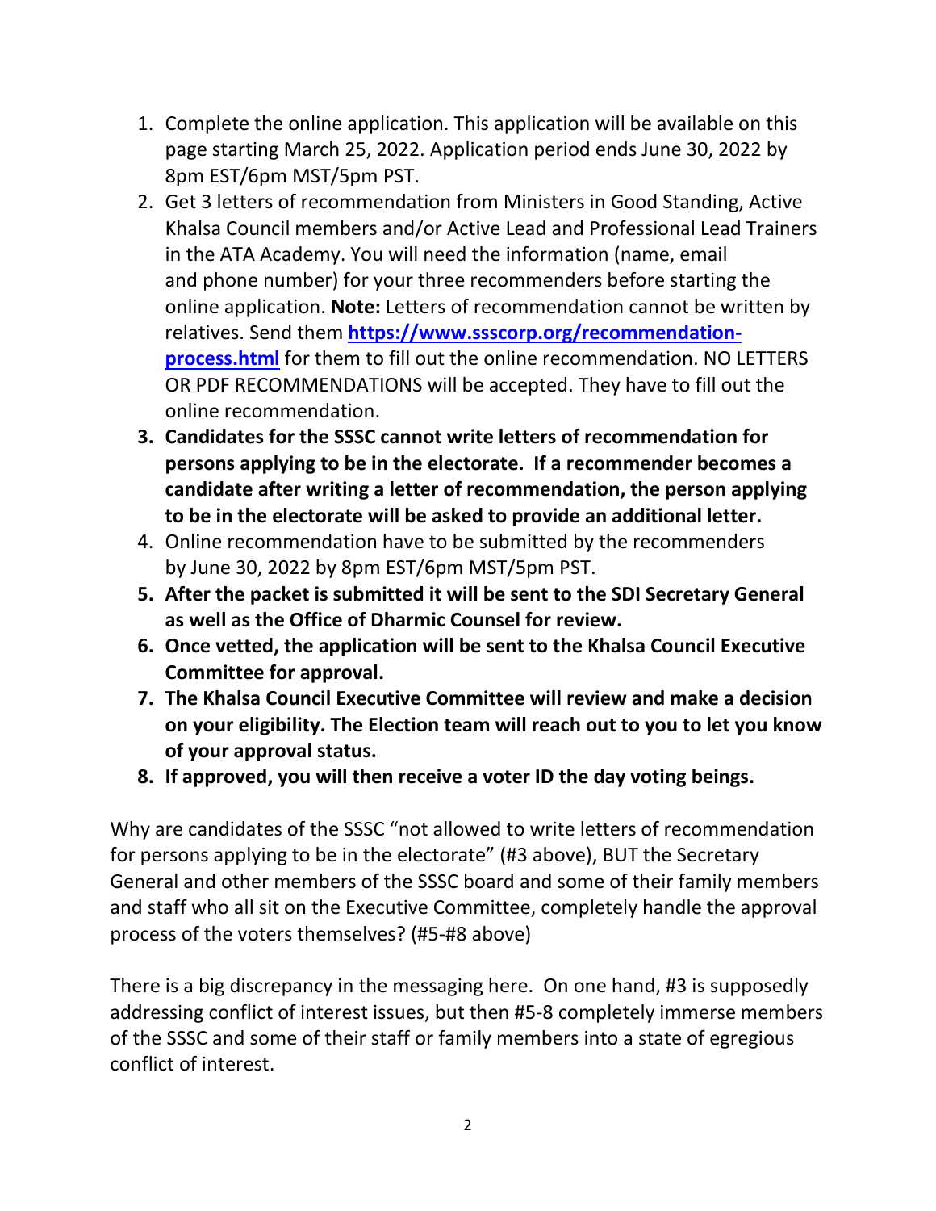1. Complete the online application. This application will be available on this page starting March 25, 2022. Application period ends June 30, 2022 by 8pm EST/6pm MST/5pm PST.
2. Get 3 letters of recommendation from Ministers in Good Standing, Active Khalsa Council members and/or Active Lead and Professional Lead Trainers in the ATA Academy. You will need the information (name, email and phone number) for your three recommenders before starting the online application. **Note:** Letters of recommendation cannot be written by relatives. Send them **[https://www.ssscorp.org/recommendation-process.html](https://www.ssscorp.org/recommendation-process.html)** for them to fill out the online recommendation. NO LETTERS OR PDF RECOMMENDATIONS will be accepted. They have to fill out the online recommendation.
3. **Candidates for the SSSC cannot write letters of recommendation for persons applying to be in the electorate. If a recommender becomes a candidate after writing a letter of recommendation, the person applying to be in the electorate will be asked to provide an additional letter.**
4. Online recommendation have to be submitted by the recommenders by June 30, 2022 by 8pm EST/6pm MST/5pm PST.
5. **After the packet is submitted it will be sent to the SDI Secretary General as well as the Office of Dharmic Counsel for review.**
6. **Once vetted, the application will be sent to the Khalsa Council Executive Committee for approval.**
7. **The Khalsa Council Executive Committee will review and make a decision on your eligibility. The Election team will reach out to you to let you know of your approval status.**
8. **If approved, you will then receive a voter ID the day voting beings.**

Why are candidates of the SSSC "not allowed to write letters of recommendation for persons applying to be in the electorate" (#3 above), BUT the Secretary General and other members of the SSSC board and some of their family members and staff who all sit on the Executive Committee, completely handle the approval process of the voters themselves? (#5-#8 above)

There is a big discrepancy in the messaging here. On one hand, #3 is supposedly addressing conflict of interest issues, but then #5-8 completely immerse members of the SSSC and some of their staff or family members into a state of egregious conflict of interest.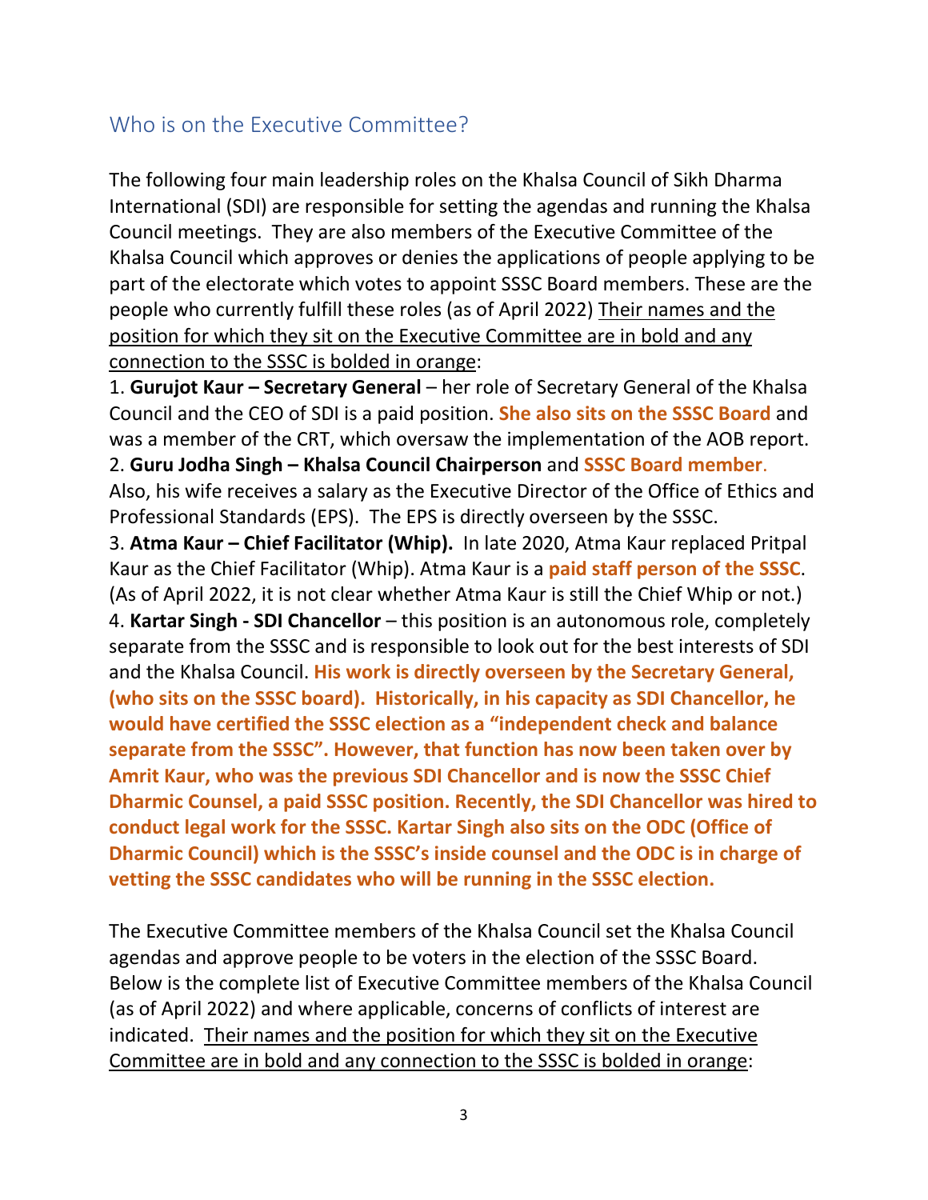## Who is on the Executive Committee?

The following four main leadership roles on the Khalsa Council of Sikh Dharma International (SDI) are responsible for setting the agendas and running the Khalsa Council meetings. They are also members of the Executive Committee of the Khalsa Council which approves or denies the applications of people applying to be part of the electorate which votes to appoint SSSC Board members. These are the people who currently fulfill these roles (as of April 2022) Their names and the position for which they sit on the Executive Committee are in bold and any connection to the SSSC is bolded in orange:

1. **Gurujot Kaur – Secretary General** – her role of Secretary General of the Khalsa Council and the CEO of SDI is a paid position. **She also sits on the SSSC Board** and was a member of the CRT, which oversaw the implementation of the AOB report.
2. **Guru Jodha Singh – Khalsa Council Chairperson** and **SSSC Board member**. Also, his wife receives a salary as the Executive Director of the Office of Ethics and Professional Standards (EPS). The EPS is directly overseen by the SSSC.
3. **Atma Kaur – Chief Facilitator (Whip).** In late 2020, Atma Kaur replaced Pritpal Kaur as the Chief Facilitator (Whip). Atma Kaur is a **paid staff person of the SSSC**. (As of April 2022, it is not clear whether Atma Kaur is still the Chief Whip or not.)
4. **Kartar Singh - SDI Chancellor** – this position is an autonomous role, completely separate from the SSSC and is responsible to look out for the best interests of SDI and the Khalsa Council. **His work is directly overseen by the Secretary General, (who sits on the SSSC board). Historically, in his capacity as SDI Chancellor, he would have certified the SSSC election as a "independent check and balance separate from the SSSC". However, that function has now been taken over by Amrit Kaur, who was the previous SDI Chancellor and is now the SSSC Chief Dharmic Counsel, a paid SSSC position. Recently, the SDI Chancellor was hired to conduct legal work for the SSSC. Kartar Singh also sits on the ODC (Office of Dharmic Council) which is the SSSC's inside counsel and the ODC is in charge of vetting the SSSC candidates who will be running in the SSSC election.**

The Executive Committee members of the Khalsa Council set the Khalsa Council agendas and approve people to be voters in the election of the SSSC Board. Below is the complete list of Executive Committee members of the Khalsa Council (as of April 2022) and where applicable, concerns of conflicts of interest are indicated. Their names and the position for which they sit on the Executive Committee are in bold and any connection to the SSSC is bolded in orange: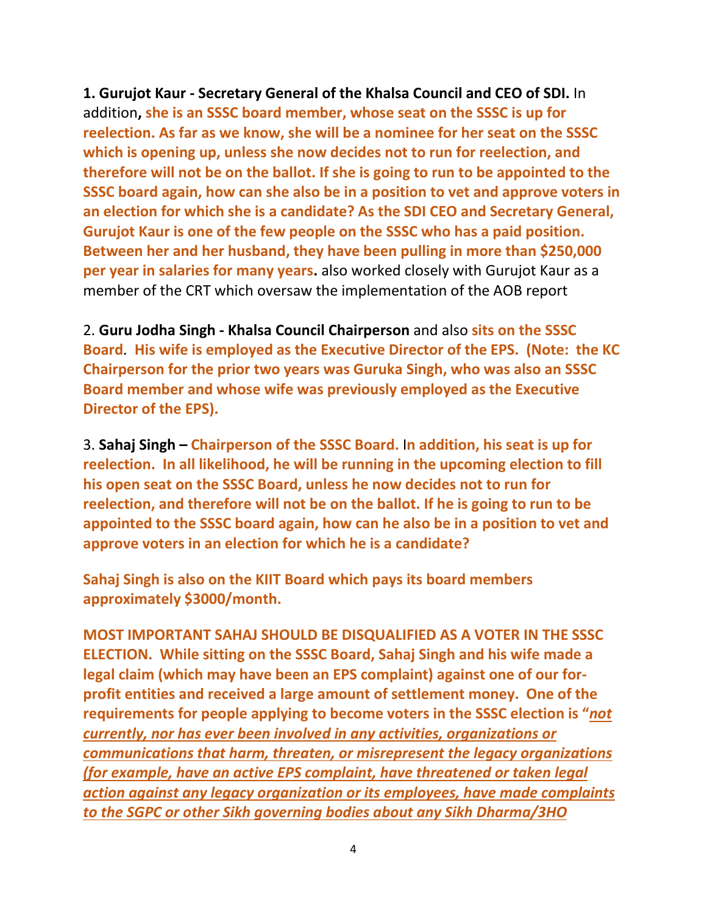**1. Gurujot Kaur - Secretary General of the Khalsa Council and CEO of SDI.** In addition**, she is an SSSC board member, whose seat on the SSSC is up for reelection. As far as we know, she will be a nominee for her seat on the SSSC which is opening up, unless she now decides not to run for reelection, and therefore will not be on the ballot. If she is going to run to be appointed to the SSSC board again, how can she also be in a position to vet and approve voters in an election for which she is a candidate? As the SDI CEO and Secretary General, Gurujot Kaur is one of the few people on the SSSC who has a paid position. Between her and her husband, they have been pulling in more than $250,000 per year in salaries for many years.** also worked closely with Gurujot Kaur as a member of the CRT which oversaw the implementation of the AOB report

2. **Guru Jodha Singh - Khalsa Council Chairperson** and also **sits on the SSSC Board**. **His wife is employed as the Executive Director of the EPS. (Note: the KC Chairperson for the prior two years was Guruka Singh, who was also an SSSC Board member and whose wife was previously employed as the Executive Director of the EPS).**

3. **Sahaj Singh – Chairperson of the SSSC Board. In addition, his seat is up for reelection. In all likelihood, he will be running in the upcoming election to fill his open seat on the SSSC Board, unless he now decides not to run for reelection, and therefore will not be on the ballot. If he is going to run to be appointed to the SSSC board again, how can he also be in a position to vet and approve voters in an election for which he is a candidate?**

**Sahaj Singh is also on the KIIT Board which pays its board members approximately $3000/month.**

**MOST IMPORTANT SAHAJ SHOULD BE DISQUALIFIED AS A VOTER IN THE SSSC ELECTION. While sitting on the SSSC Board, Sahaj Singh and his wife made a legal claim (which may have been an EPS complaint) against one of our for-profit entities and received a large amount of settlement money. One of the requirements for people applying to become voters in the SSSC election is "*<u>not currently, nor has ever been involved in any activities, organizations or communications that harm, threaten, or misrepresent the legacy organizations (for example, have an active EPS complaint, have threatened or taken legal action against any legacy organization or its employees, have made complaints to the SGPC or other Sikh governing bodies about any Sikh Dharma/3HO</u>***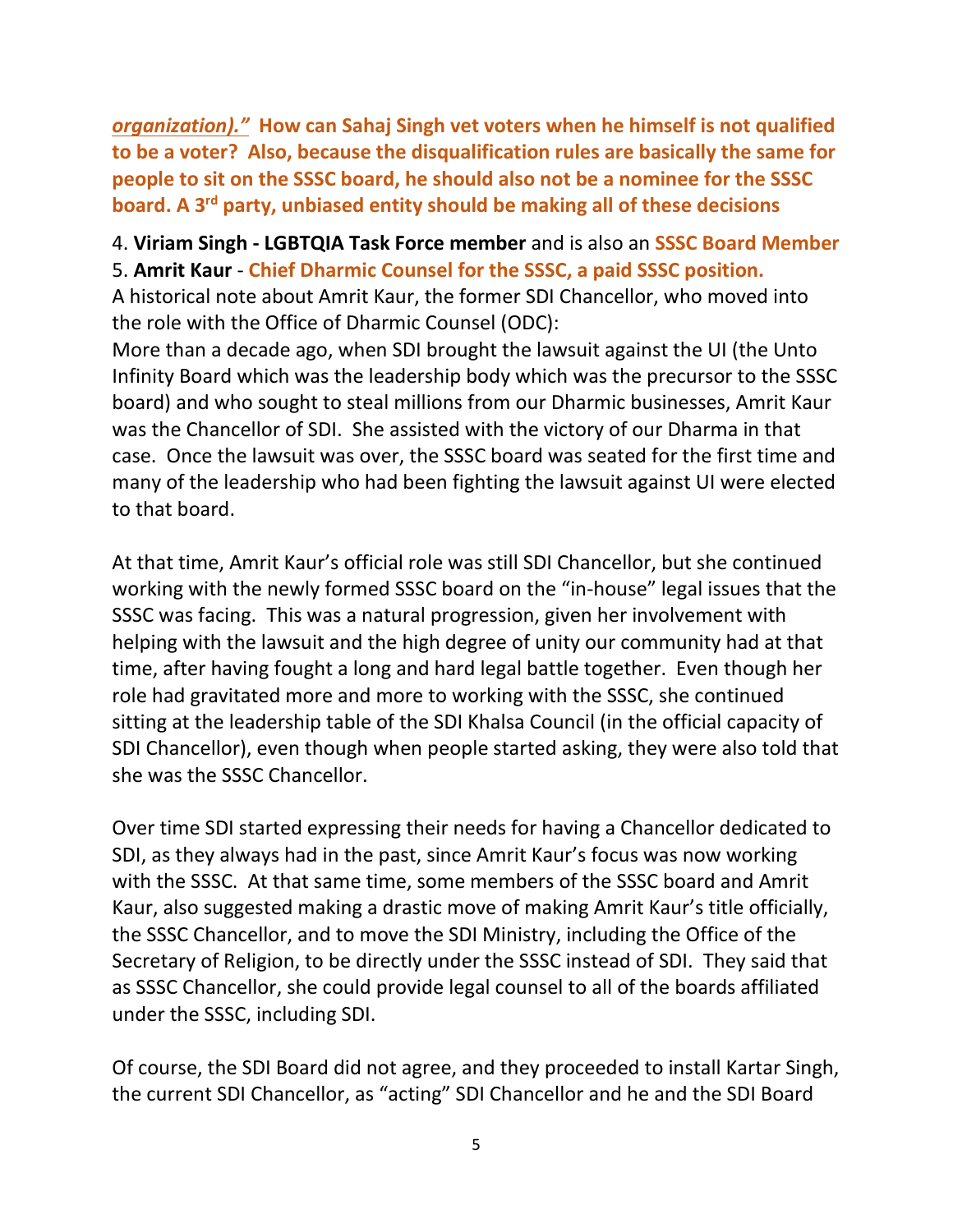***organization)."*** **How can Sahaj Singh vet voters when he himself is not qualified to be a voter? Also, because the disqualification rules are basically the same for people to sit on the SSSC board, he should also not be a nominee for the SSSC board. A 3rd party, unbiased entity should be making all of these decisions**

4. **Viriam Singh - LGBTQIA Task Force member** and is also an **SSSC Board Member**
5. **Amrit Kaur** - **Chief Dharmic Counsel for the SSSC, a paid SSSC position.**

A historical note about Amrit Kaur, the former SDI Chancellor, who moved into the role with the Office of Dharmic Counsel (ODC):

More than a decade ago, when SDI brought the lawsuit against the UI (the Unto Infinity Board which was the leadership body which was the precursor to the SSSC board) and who sought to steal millions from our Dharmic businesses, Amrit Kaur was the Chancellor of SDI. She assisted with the victory of our Dharma in that case. Once the lawsuit was over, the SSSC board was seated for the first time and many of the leadership who had been fighting the lawsuit against UI were elected to that board.

At that time, Amrit Kaur's official role was still SDI Chancellor, but she continued working with the newly formed SSSC board on the "in-house" legal issues that the SSSC was facing. This was a natural progression, given her involvement with helping with the lawsuit and the high degree of unity our community had at that time, after having fought a long and hard legal battle together. Even though her role had gravitated more and more to working with the SSSC, she continued sitting at the leadership table of the SDI Khalsa Council (in the official capacity of SDI Chancellor), even though when people started asking, they were also told that she was the SSSC Chancellor.

Over time SDI started expressing their needs for having a Chancellor dedicated to SDI, as they always had in the past, since Amrit Kaur's focus was now working with the SSSC. At that same time, some members of the SSSC board and Amrit Kaur, also suggested making a drastic move of making Amrit Kaur's title officially, the SSSC Chancellor, and to move the SDI Ministry, including the Office of the Secretary of Religion, to be directly under the SSSC instead of SDI. They said that as SSSC Chancellor, she could provide legal counsel to all of the boards affiliated under the SSSC, including SDI.

Of course, the SDI Board did not agree, and they proceeded to install Kartar Singh, the current SDI Chancellor, as "acting" SDI Chancellor and he and the SDI Board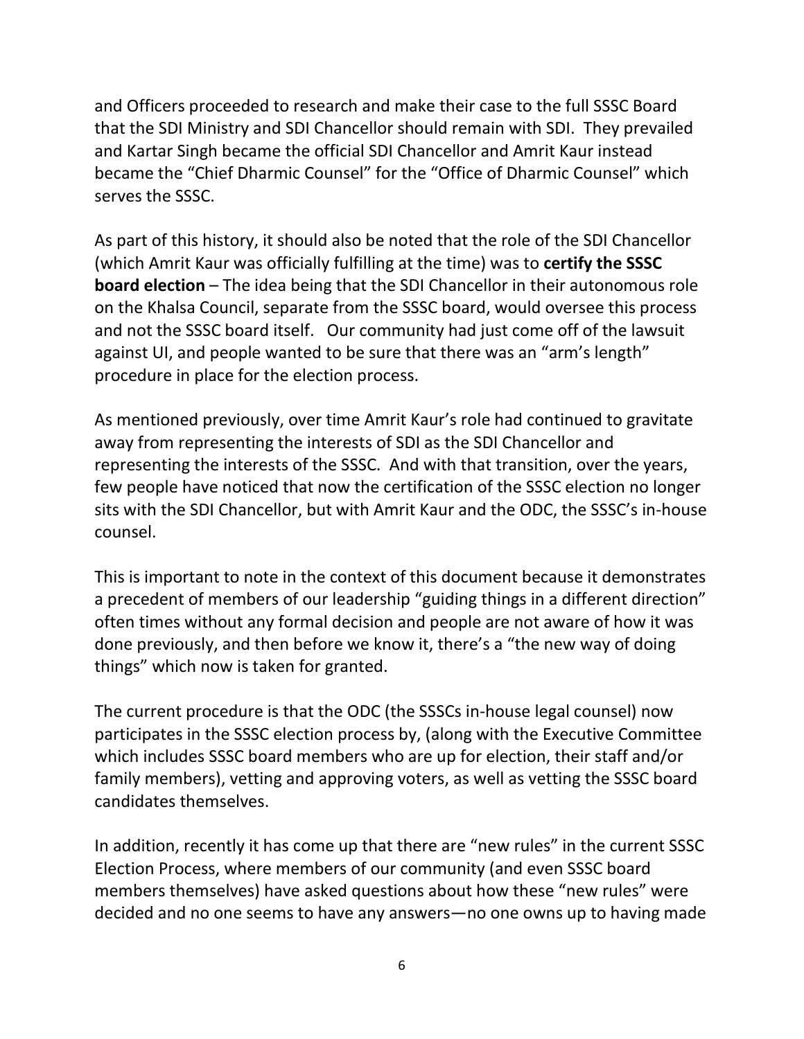and Officers proceeded to research and make their case to the full SSSC Board that the SDI Ministry and SDI Chancellor should remain with SDI. They prevailed and Kartar Singh became the official SDI Chancellor and Amrit Kaur instead became the "Chief Dharmic Counsel" for the "Office of Dharmic Counsel" which serves the SSSC.

As part of this history, it should also be noted that the role of the SDI Chancellor (which Amrit Kaur was officially fulfilling at the time) was to **certify the SSSC board election** – The idea being that the SDI Chancellor in their autonomous role on the Khalsa Council, separate from the SSSC board, would oversee this process and not the SSSC board itself. Our community had just come off of the lawsuit against UI, and people wanted to be sure that there was an "arm's length" procedure in place for the election process.

As mentioned previously, over time Amrit Kaur's role had continued to gravitate away from representing the interests of SDI as the SDI Chancellor and representing the interests of the SSSC. And with that transition, over the years, few people have noticed that now the certification of the SSSC election no longer sits with the SDI Chancellor, but with Amrit Kaur and the ODC, the SSSC's in-house counsel.

This is important to note in the context of this document because it demonstrates a precedent of members of our leadership "guiding things in a different direction" often times without any formal decision and people are not aware of how it was done previously, and then before we know it, there's a "the new way of doing things" which now is taken for granted.

The current procedure is that the ODC (the SSSCs in-house legal counsel) now participates in the SSSC election process by, (along with the Executive Committee which includes SSSC board members who are up for election, their staff and/or family members), vetting and approving voters, as well as vetting the SSSC board candidates themselves.

In addition, recently it has come up that there are "new rules" in the current SSSC Election Process, where members of our community (and even SSSC board members themselves) have asked questions about how these "new rules" were decided and no one seems to have any answers—no one owns up to having made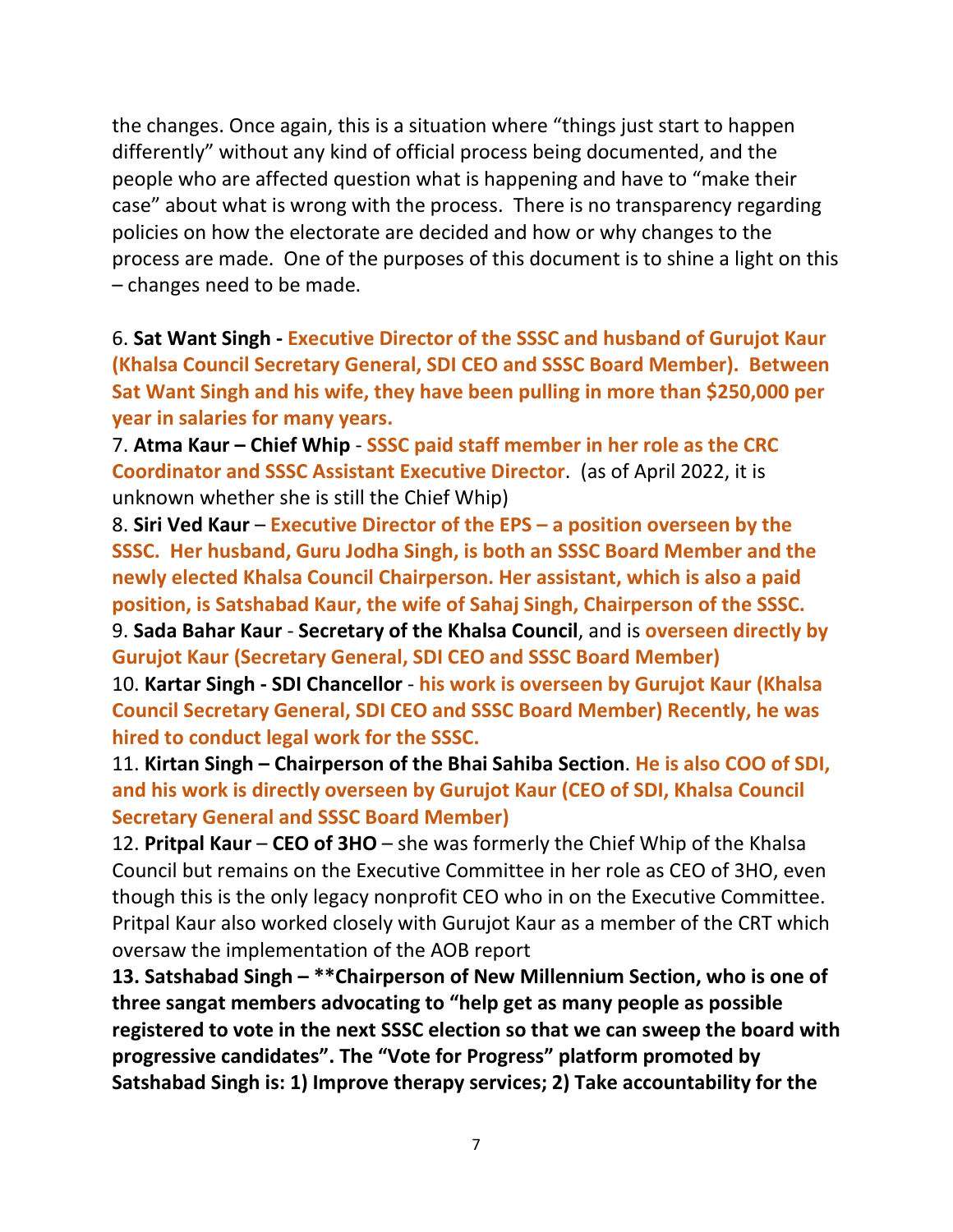the changes. Once again, this is a situation where "things just start to happen differently" without any kind of official process being documented, and the people who are affected question what is happening and have to "make their case" about what is wrong with the process. There is no transparency regarding policies on how the electorate are decided and how or why changes to the process are made. One of the purposes of this document is to shine a light on this – changes need to be made.

6. **Sat Want Singh - Executive Director of the SSSC and husband of Gurujot Kaur (Khalsa Council Secretary General, SDI CEO and SSSC Board Member). Between Sat Want Singh and his wife, they have been pulling in more than $250,000 per year in salaries for many years.**

7. **Atma Kaur – Chief Whip** - **SSSC paid staff member in her role as the CRC Coordinator and SSSC Assistant Executive Director**. (as of April 2022, it is unknown whether she is still the Chief Whip)

8. **Siri Ved Kaur** – **Executive Director of the EPS – a position overseen by the SSSC. Her husband, Guru Jodha Singh, is both an SSSC Board Member and the newly elected Khalsa Council Chairperson. Her assistant, which is also a paid position, is Satshabad Kaur, the wife of Sahaj Singh, Chairperson of the SSSC.**

9. **Sada Bahar Kaur** - **Secretary of the Khalsa Council**, and is **overseen directly by Gurujot Kaur (Secretary General, SDI CEO and SSSC Board Member)**

10. **Kartar Singh - SDI Chancellor** - **his work is overseen by Gurujot Kaur (Khalsa Council Secretary General, SDI CEO and SSSC Board Member) Recently, he was hired to conduct legal work for the SSSC.**

11. **Kirtan Singh – Chairperson of the Bhai Sahiba Section**. **He is also COO of SDI, and his work is directly overseen by Gurujot Kaur (CEO of SDI, Khalsa Council Secretary General and SSSC Board Member)**

12. **Pritpal Kaur** – **CEO of 3HO** – she was formerly the Chief Whip of the Khalsa Council but remains on the Executive Committee in her role as CEO of 3HO, even though this is the only legacy nonprofit CEO who in on the Executive Committee. Pritpal Kaur also worked closely with Gurujot Kaur as a member of the CRT which oversaw the implementation of the AOB report

**13. Satshabad Singh – **Chairperson of New Millennium Section, who is one of three sangat members advocating to "help get as many people as possible registered to vote in the next SSSC election so that we can sweep the board with progressive candidates". The "Vote for Progress" platform promoted by Satshabad Singh is: 1) Improve therapy services; 2) Take accountability for the**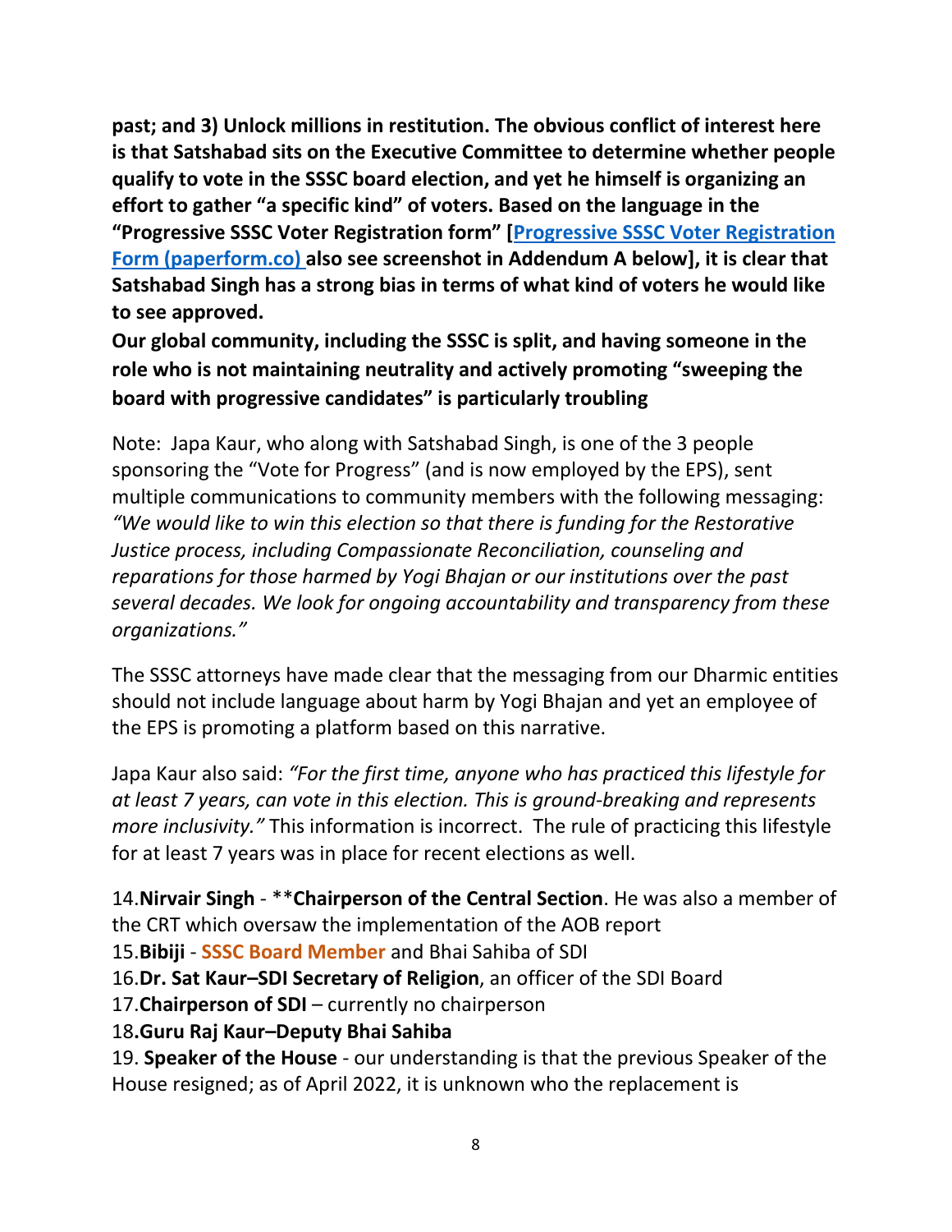**past; and 3) Unlock millions in restitution. The obvious conflict of interest here is that Satshabad sits on the Executive Committee to determine whether people qualify to vote in the SSSC board election, and yet he himself is organizing an effort to gather "a specific kind" of voters. Based on the language in the "Progressive SSSC Voter Registration form" [[Progressive SSSC Voter Registration Form (paperform.co)]() also see screenshot in Addendum A below], it is clear that Satshabad Singh has a strong bias in terms of what kind of voters he would like to see approved.**

**Our global community, including the SSSC is split, and having someone in the role who is not maintaining neutrality and actively promoting "sweeping the board with progressive candidates" is particularly troubling**

Note: Japa Kaur, who along with Satshabad Singh, is one of the 3 people sponsoring the "Vote for Progress" (and is now employed by the EPS), sent multiple communications to community members with the following messaging: *"We would like to win this election so that there is funding for the Restorative Justice process, including Compassionate Reconciliation, counseling and reparations for those harmed by Yogi Bhajan or our institutions over the past several decades. We look for ongoing accountability and transparency from these organizations."*

The SSSC attorneys have made clear that the messaging from our Dharmic entities should not include language about harm by Yogi Bhajan and yet an employee of the EPS is promoting a platform based on this narrative.

Japa Kaur also said: *"For the first time, anyone who has practiced this lifestyle for at least 7 years, can vote in this election. This is ground-breaking and represents more inclusivity."* This information is incorrect. The rule of practicing this lifestyle for at least 7 years was in place for recent elections as well.

14. **Nirvair Singh** - ****Chairperson of the Central Section**. He was also a member of the CRT which oversaw the implementation of the AOB report
15. **Bibiji** - **SSSC Board Member** and Bhai Sahiba of SDI
16. **Dr. Sat Kaur–SDI Secretary of Religion**, an officer of the SDI Board
17. **Chairperson of SDI** – currently no chairperson
18. **Guru Raj Kaur–Deputy Bhai Sahiba**
19. **Speaker of the House** - our understanding is that the previous Speaker of the House resigned; as of April 2022, it is unknown who the replacement is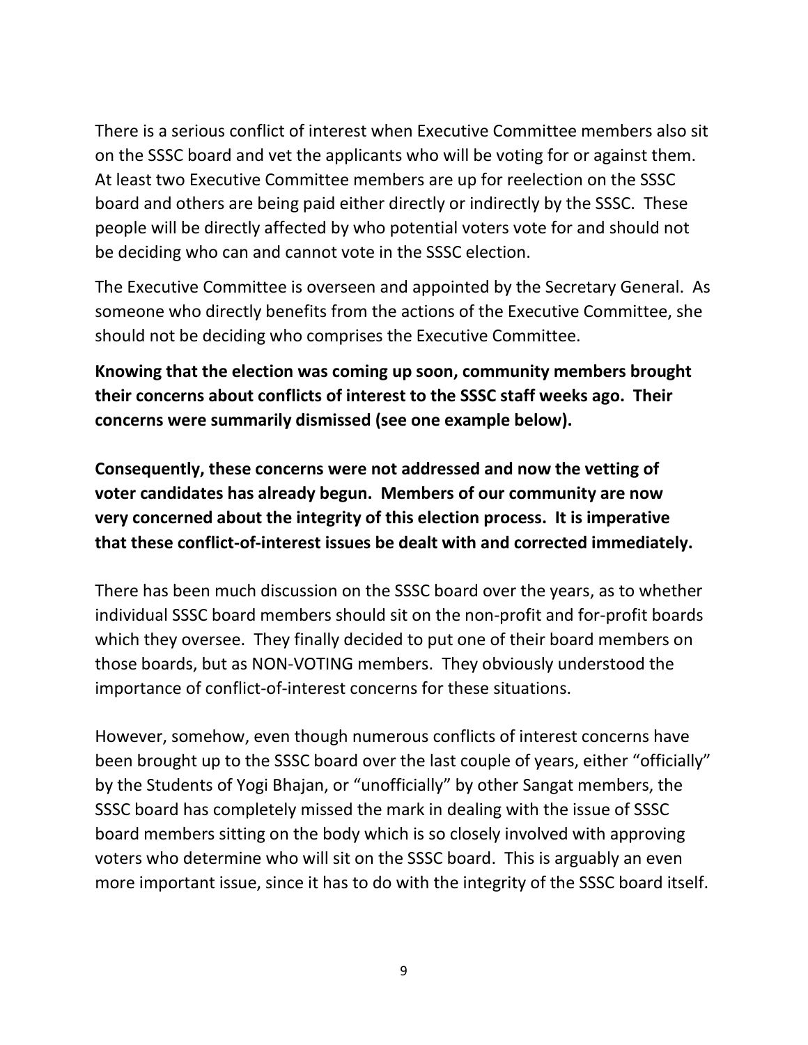There is a serious conflict of interest when Executive Committee members also sit on the SSSC board and vet the applicants who will be voting for or against them. At least two Executive Committee members are up for reelection on the SSSC board and others are being paid either directly or indirectly by the SSSC. These people will be directly affected by who potential voters vote for and should not be deciding who can and cannot vote in the SSSC election.

The Executive Committee is overseen and appointed by the Secretary General. As someone who directly benefits from the actions of the Executive Committee, she should not be deciding who comprises the Executive Committee.

**Knowing that the election was coming up soon, community members brought their concerns about conflicts of interest to the SSSC staff weeks ago. Their concerns were summarily dismissed (see one example below).**

**Consequently, these concerns were not addressed and now the vetting of voter candidates has already begun. Members of our community are now very concerned about the integrity of this election process. It is imperative that these conflict-of-interest issues be dealt with and corrected immediately.**

There has been much discussion on the SSSC board over the years, as to whether individual SSSC board members should sit on the non-profit and for-profit boards which they oversee. They finally decided to put one of their board members on those boards, but as NON-VOTING members. They obviously understood the importance of conflict-of-interest concerns for these situations.

However, somehow, even though numerous conflicts of interest concerns have been brought up to the SSSC board over the last couple of years, either "officially" by the Students of Yogi Bhajan, or "unofficially" by other Sangat members, the SSSC board has completely missed the mark in dealing with the issue of SSSC board members sitting on the body which is so closely involved with approving voters who determine who will sit on the SSSC board. This is arguably an even more important issue, since it has to do with the integrity of the SSSC board itself.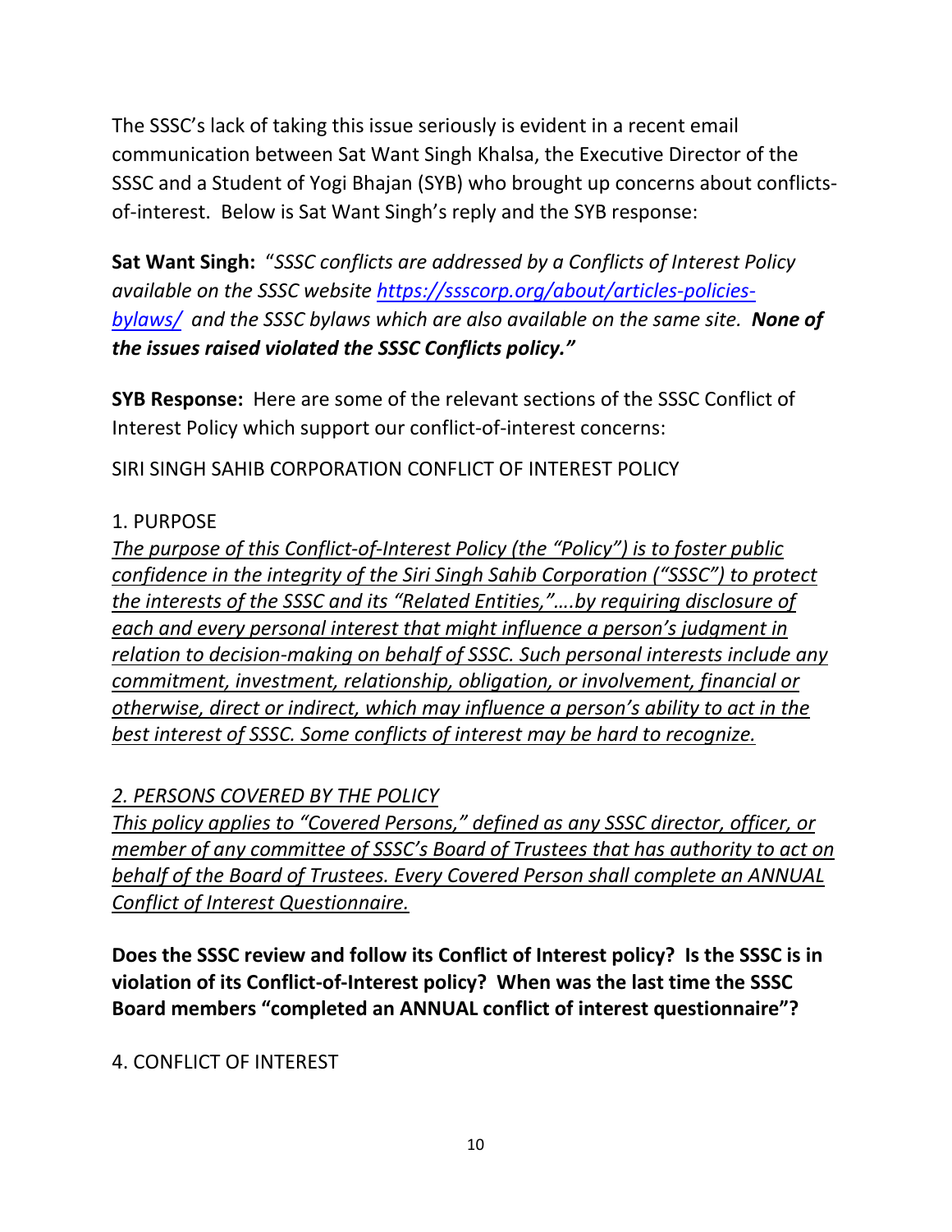The SSSC's lack of taking this issue seriously is evident in a recent email communication between Sat Want Singh Khalsa, the Executive Director of the SSSC and a Student of Yogi Bhajan (SYB) who brought up concerns about conflicts-of-interest. Below is Sat Want Singh's reply and the SYB response:

**Sat Want Singh:** "*SSSC conflicts are addressed by a Conflicts of Interest Policy available on the SSSC website [https://ssscorp.org/about/articles-policies-bylaws/](https://ssscorp.org/about/articles-policies-bylaws/) and the SSSC bylaws which are also available on the same site.* ***None of the issues raised violated the SSSC Conflicts policy.***"

**SYB Response:** Here are some of the relevant sections of the SSSC Conflict of Interest Policy which support our conflict-of-interest concerns:

SIRI SINGH SAHIB CORPORATION CONFLICT OF INTEREST POLICY

1. PURPOSE

*<u>The purpose of this Conflict-of-Interest Policy (the "Policy") is to foster public confidence in the integrity of the Siri Singh Sahib Corporation ("SSSC") to protect the interests of the SSSC and its "Related Entities,"….by requiring disclosure of each and every personal interest that might influence a person's judgment in relation to decision-making on behalf of SSSC. Such personal interests include any commitment, investment, relationship, obligation, or involvement, financial or otherwise, direct or indirect, which may influence a person's ability to act in the best interest of SSSC. Some conflicts of interest may be hard to recognize.</u>*

*<u>2. PERSONS COVERED BY THE POLICY</u>*

*<u>This policy applies to "Covered Persons," defined as any SSSC director, officer, or member of any committee of SSSC's Board of Trustees that has authority to act on behalf of the Board of Trustees. Every Covered Person shall complete an ANNUAL Conflict of Interest Questionnaire.</u>*

**Does the SSSC review and follow its Conflict of Interest policy? Is the SSSC is in violation of its Conflict-of-Interest policy? When was the last time the SSSC Board members "completed an ANNUAL conflict of interest questionnaire"?**

4. CONFLICT OF INTEREST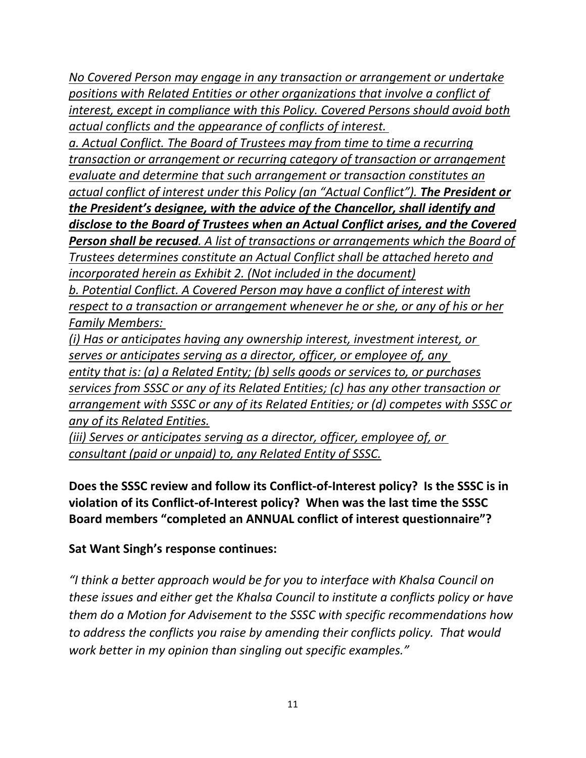*No Covered Person may engage in any transaction or arrangement or undertake positions with Related Entities or other organizations that involve a conflict of interest, except in compliance with this Policy. Covered Persons should avoid both actual conflicts and the appearance of conflicts of interest.*

*a. Actual Conflict. The Board of Trustees may from time to time a recurring transaction or arrangement or recurring category of transaction or arrangement evaluate and determine that such arrangement or transaction constitutes an actual conflict of interest under this Policy (an "Actual Conflict").* ***The President or the President's designee, with the advice of the Chancellor, shall identify and disclose to the Board of Trustees when an Actual Conflict arises, and the Covered Person shall be recused****. A list of transactions or arrangements which the Board of Trustees determines constitute an Actual Conflict shall be attached hereto and incorporated herein as Exhibit 2. (Not included in the document)*

*b. Potential Conflict. A Covered Person may have a conflict of interest with respect to a transaction or arrangement whenever he or she, or any of his or her Family Members:*

*(i) Has or anticipates having any ownership interest, investment interest, or serves or anticipates serving as a director, officer, or employee of, any entity that is: (a) a Related Entity; (b) sells goods or services to, or purchases services from SSSC or any of its Related Entities; (c) has any other transaction or arrangement with SSSC or any of its Related Entities; or (d) competes with SSSC or any of its Related Entities.*

*(iii) Serves or anticipates serving as a director, officer, employee of, or consultant (paid or unpaid) to, any Related Entity of SSSC.*

**Does the SSSC review and follow its Conflict-of-Interest policy? Is the SSSC is in violation of its Conflict-of-Interest policy? When was the last time the SSSC Board members "completed an ANNUAL conflict of interest questionnaire"?**

**Sat Want Singh's response continues:**

*"I think a better approach would be for you to interface with Khalsa Council on these issues and either get the Khalsa Council to institute a conflicts policy or have them do a Motion for Advisement to the SSSC with specific recommendations how to address the conflicts you raise by amending their conflicts policy. That would work better in my opinion than singling out specific examples."*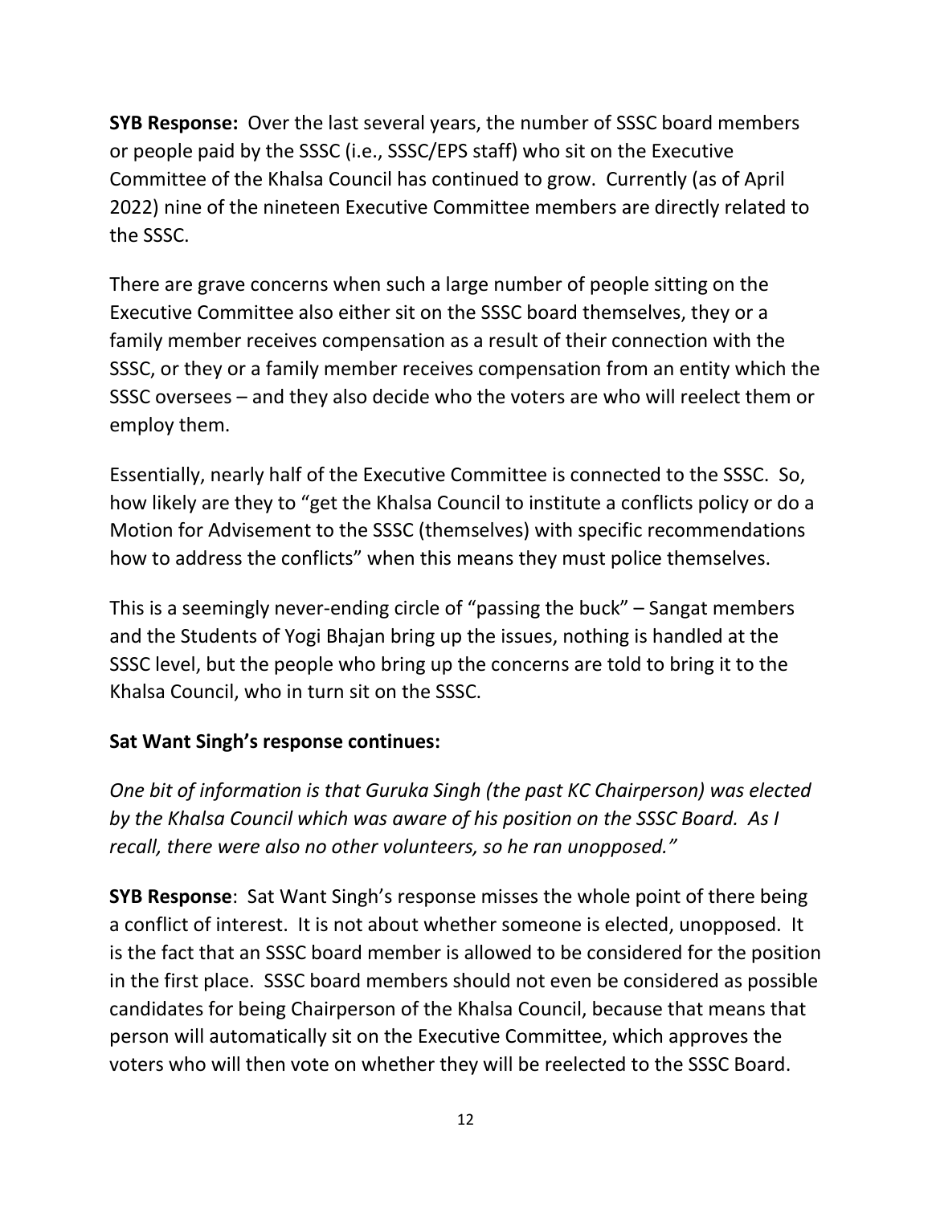**SYB Response:** Over the last several years, the number of SSSC board members or people paid by the SSSC (i.e., SSSC/EPS staff) who sit on the Executive Committee of the Khalsa Council has continued to grow. Currently (as of April 2022) nine of the nineteen Executive Committee members are directly related to the SSSC.

There are grave concerns when such a large number of people sitting on the Executive Committee also either sit on the SSSC board themselves, they or a family member receives compensation as a result of their connection with the SSSC, or they or a family member receives compensation from an entity which the SSSC oversees – and they also decide who the voters are who will reelect them or employ them.

Essentially, nearly half of the Executive Committee is connected to the SSSC. So, how likely are they to "get the Khalsa Council to institute a conflicts policy or do a Motion for Advisement to the SSSC (themselves) with specific recommendations how to address the conflicts" when this means they must police themselves.

This is a seemingly never-ending circle of "passing the buck" – Sangat members and the Students of Yogi Bhajan bring up the issues, nothing is handled at the SSSC level, but the people who bring up the concerns are told to bring it to the Khalsa Council, who in turn sit on the SSSC.

**Sat Want Singh's response continues:**

*One bit of information is that Guruka Singh (the past KC Chairperson) was elected by the Khalsa Council which was aware of his position on the SSSC Board. As I recall, there were also no other volunteers, so he ran unopposed."*

**SYB Response**: Sat Want Singh's response misses the whole point of there being a conflict of interest. It is not about whether someone is elected, unopposed. It is the fact that an SSSC board member is allowed to be considered for the position in the first place. SSSC board members should not even be considered as possible candidates for being Chairperson of the Khalsa Council, because that means that person will automatically sit on the Executive Committee, which approves the voters who will then vote on whether they will be reelected to the SSSC Board.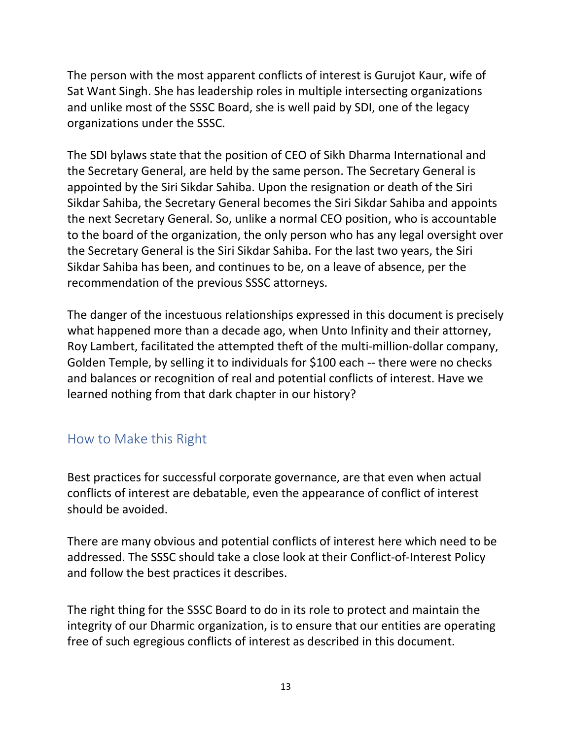The person with the most apparent conflicts of interest is Gurujot Kaur, wife of Sat Want Singh. She has leadership roles in multiple intersecting organizations and unlike most of the SSSC Board, she is well paid by SDI, one of the legacy organizations under the SSSC.

The SDI bylaws state that the position of CEO of Sikh Dharma International and the Secretary General, are held by the same person. The Secretary General is appointed by the Siri Sikdar Sahiba. Upon the resignation or death of the Siri Sikdar Sahiba, the Secretary General becomes the Siri Sikdar Sahiba and appoints the next Secretary General. So, unlike a normal CEO position, who is accountable to the board of the organization, the only person who has any legal oversight over the Secretary General is the Siri Sikdar Sahiba. For the last two years, the Siri Sikdar Sahiba has been, and continues to be, on a leave of absence, per the recommendation of the previous SSSC attorneys.

The danger of the incestuous relationships expressed in this document is precisely what happened more than a decade ago, when Unto Infinity and their attorney, Roy Lambert, facilitated the attempted theft of the multi-million-dollar company, Golden Temple, by selling it to individuals for $100 each -- there were no checks and balances or recognition of real and potential conflicts of interest. Have we learned nothing from that dark chapter in our history?

## How to Make this Right

Best practices for successful corporate governance, are that even when actual conflicts of interest are debatable, even the appearance of conflict of interest should be avoided.

There are many obvious and potential conflicts of interest here which need to be addressed. The SSSC should take a close look at their Conflict-of-Interest Policy and follow the best practices it describes.

The right thing for the SSSC Board to do in its role to protect and maintain the integrity of our Dharmic organization, is to ensure that our entities are operating free of such egregious conflicts of interest as described in this document.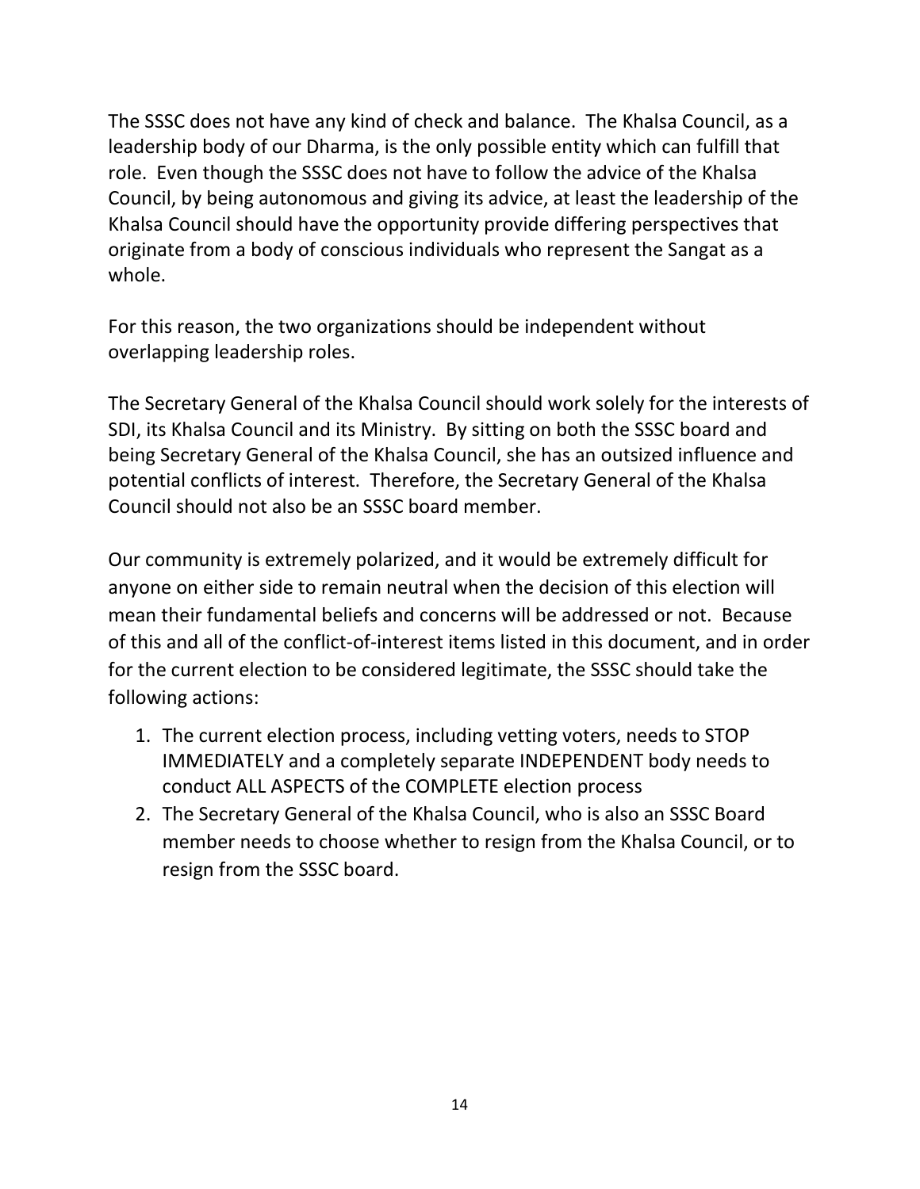The SSSC does not have any kind of check and balance. The Khalsa Council, as a leadership body of our Dharma, is the only possible entity which can fulfill that role. Even though the SSSC does not have to follow the advice of the Khalsa Council, by being autonomous and giving its advice, at least the leadership of the Khalsa Council should have the opportunity provide differing perspectives that originate from a body of conscious individuals who represent the Sangat as a whole.

For this reason, the two organizations should be independent without overlapping leadership roles.

The Secretary General of the Khalsa Council should work solely for the interests of SDI, its Khalsa Council and its Ministry. By sitting on both the SSSC board and being Secretary General of the Khalsa Council, she has an outsized influence and potential conflicts of interest. Therefore, the Secretary General of the Khalsa Council should not also be an SSSC board member.

Our community is extremely polarized, and it would be extremely difficult for anyone on either side to remain neutral when the decision of this election will mean their fundamental beliefs and concerns will be addressed or not. Because of this and all of the conflict-of-interest items listed in this document, and in order for the current election to be considered legitimate, the SSSC should take the following actions:

1. The current election process, including vetting voters, needs to STOP IMMEDIATELY and a completely separate INDEPENDENT body needs to conduct ALL ASPECTS of the COMPLETE election process
2. The Secretary General of the Khalsa Council, who is also an SSSC Board member needs to choose whether to resign from the Khalsa Council, or to resign from the SSSC board.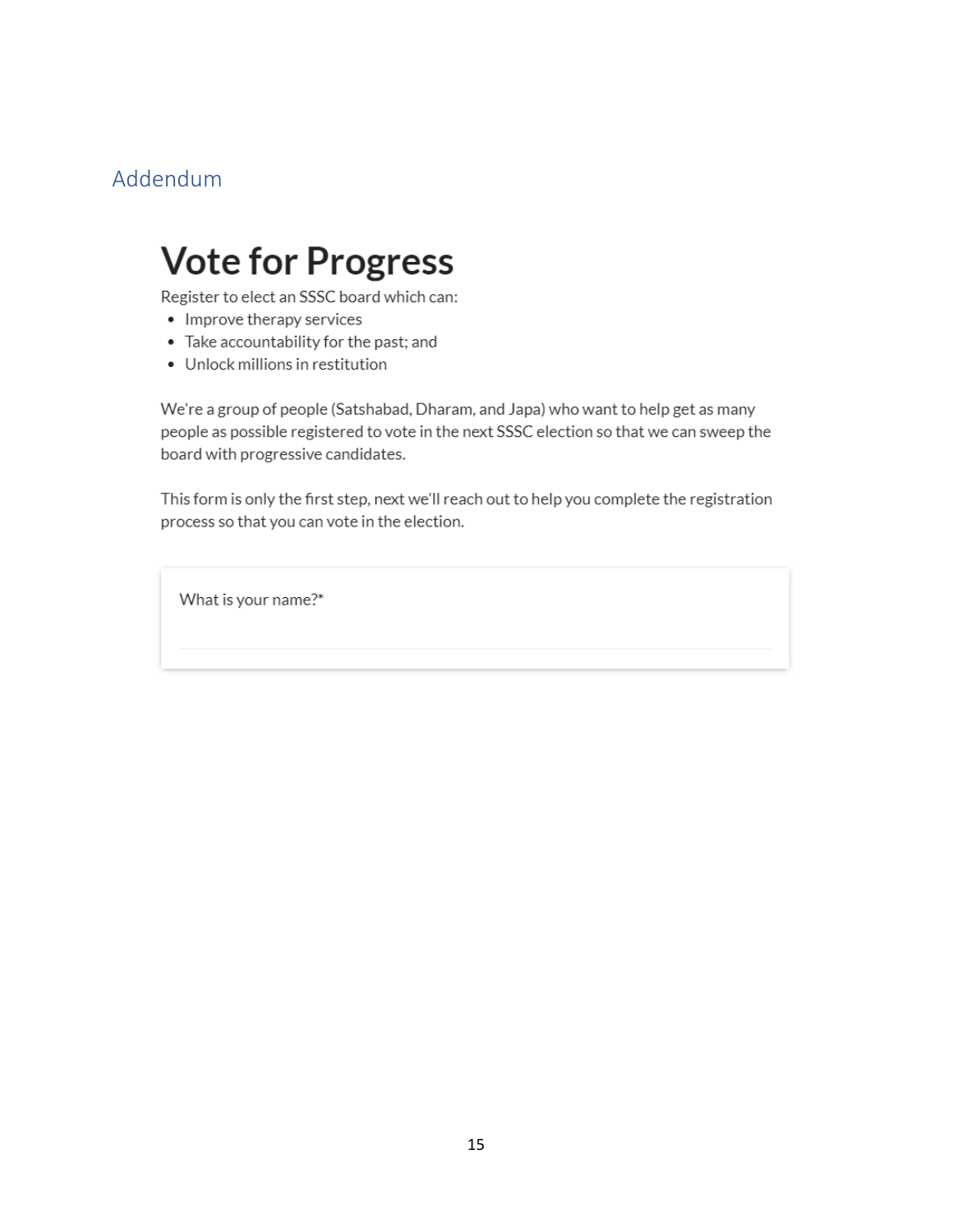## Addendum

# Vote for Progress

Register to elect an SSSC board which can:

- Improve therapy services
- Take accountability for the past; and
- Unlock millions in restitution

We're a group of people (Satshabad, Dharam, and Japa) who want to help get as many people as possible registered to vote in the next SSSC election so that we can sweep the board with progressive candidates.

This form is only the first step, next we'll reach out to help you complete the registration process so that you can vote in the election.

What is your name?*